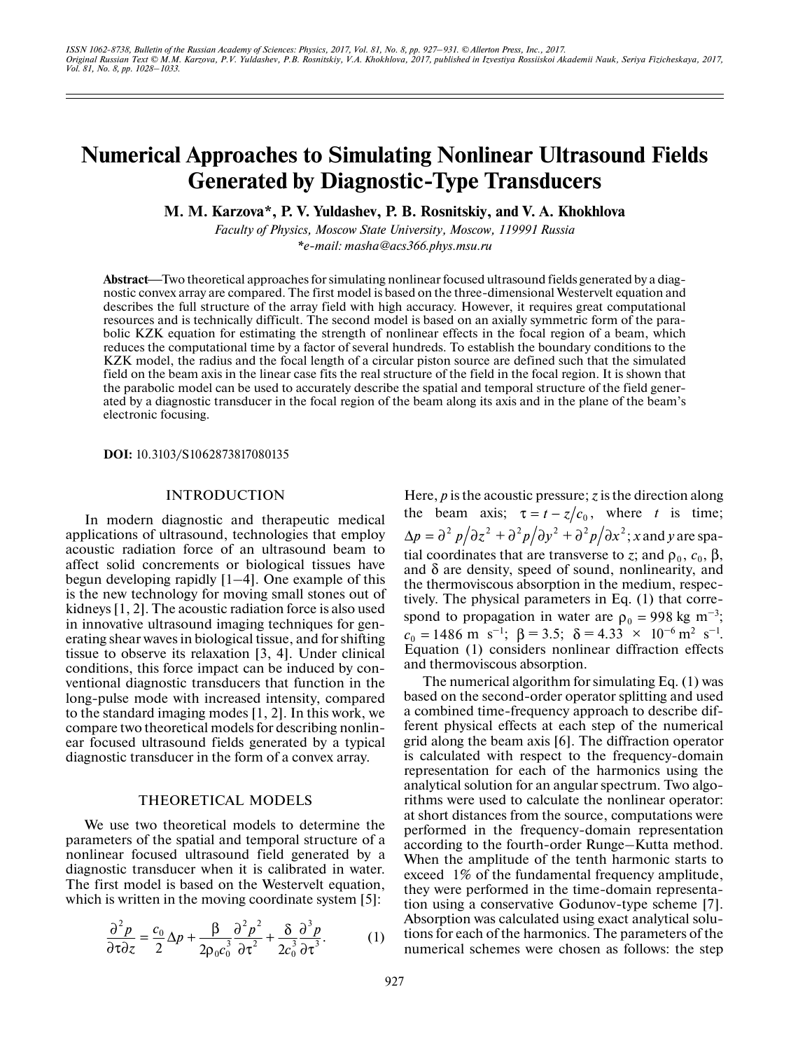# Numerical Approaches to Simulating Nonlinear Ultrasound Fields Generated by Diagnostic-Type Transducers

**M. M. Karzova\*, P. V. Yuldashev, P. B. Rosnitskiy, and V. A. Khokhlova**

*Faculty of Physics, Moscow State University, Moscow, 119991 Russia*

*\*e-mail: masha@acs366.phys.msu.ru*

**Abstract**—Two theoretical approaches for simulating nonlinear focused ultrasound fields generated by a diagnostic convex array are compared. The first model is based on the three-dimensional Westervelt equation and describes the full structure of the array field with high accuracy. However, it requires great computational resources and is technically difficult. The second model is based on an axially symmetric form of the parabolic KZK equation for estimating the strength of nonlinear effects in the focal region of a beam, which reduces the computational time by a factor of several hundreds. To establish the boundary conditions to the KZK model, the radius and the focal length of a circular piston source are defined such that the simulated field on the beam axis in the linear case fits the real structure of the field in the focal region. It is shown that the parabolic model can be used to accurately describe the spatial and temporal structure of the field generated by a diagnostic transducer in the focal region of the beam along its axis and in the plane of the beam's electronic focusing.

**DOI:** 10.3103/S1062873817080135

## INTRODUCTION

In modern diagnostic and therapeutic medical applications of ultrasound, technologies that employ acoustic radiation force of an ultrasound beam to affect solid concrements or biological tissues have begun developing rapidly [1–4]. One example of this is the new technology for moving small stones out of kidneys [1, 2]. The acoustic radiation force is also used in innovative ultrasound imaging techniques for generating shear waves in biological tissue, and for shifting tissue to observe its relaxation [3, 4]. Under clinical conditions, this force impact can be induced by conventional diagnostic transducers that function in the long-pulse mode with increased intensity, compared to the standard imaging modes [1, 2]. In this work, we compare two theoretical models for describing nonlinear focused ultrasound fields generated by a typical diagnostic transducer in the form of a convex array.

## THEORETICAL MODELS

We use two theoretical models to determine the parameters of the spatial and temporal structure of a nonlinear focused ultrasound field generated by a diagnostic transducer when it is calibrated in water. The first model is based on the Westervelt equation, which is written in the moving coordinate system [5]:

$$\frac{\partial^2 p}{\partial \tau \partial z} = \frac{c_0}{2}\Delta p + \frac{\beta}{2\rho_0 c_0^3}\frac{\partial^2 p^2}{\partial \tau^2} + \frac{\delta}{2c_0^3}\frac{\partial^3 p}{\partial \tau^3}. \quad (1)$$

Here, $p$ is the acoustic pressure; $z$ is the direction along the beam axis; $\tau = t - z/c_0$, where $t$ is time; $\Delta p = \partial^2 p/\partial z^2 + \partial^2 p/\partial y^2 + \partial^2 p/\partial x^2$; $x$ and $y$ are spatial coordinates that are transverse to $z$; and $\rho_0$, $c_0$, $\beta$, and $\delta$ are density, speed of sound, nonlinearity, and the thermoviscous absorption in the medium, respectively. The physical parameters in Eq. (1) that correspond to propagation in water are $\rho_0 = 998$ kg m$^{-3}$; $c_0 = 1486$ m s$^{-1}$; $\beta = 3.5$; $\delta = 4.33 \times 10^{-6}$ m$^2$ s$^{-1}$. Equation (1) considers nonlinear diffraction effects and thermoviscous absorption.

The numerical algorithm for simulating Eq. (1) was based on the second-order operator splitting and used a combined time-frequency approach to describe different physical effects at each step of the numerical grid along the beam axis [6]. The diffraction operator is calculated with respect to the frequency-domain representation for each of the harmonics using the analytical solution for an angular spectrum. Two algorithms were used to calculate the nonlinear operator: at short distances from the source, computations were performed in the frequency-domain representation according to the fourth-order Runge–Kutta method. When the amplitude of the tenth harmonic starts to exceed 1% of the fundamental frequency amplitude, they were performed in the time-domain representation using a conservative Godunov-type scheme [7]. Absorption was calculated using exact analytical solutions for each of the harmonics. The parameters of the numerical schemes were chosen as follows: the step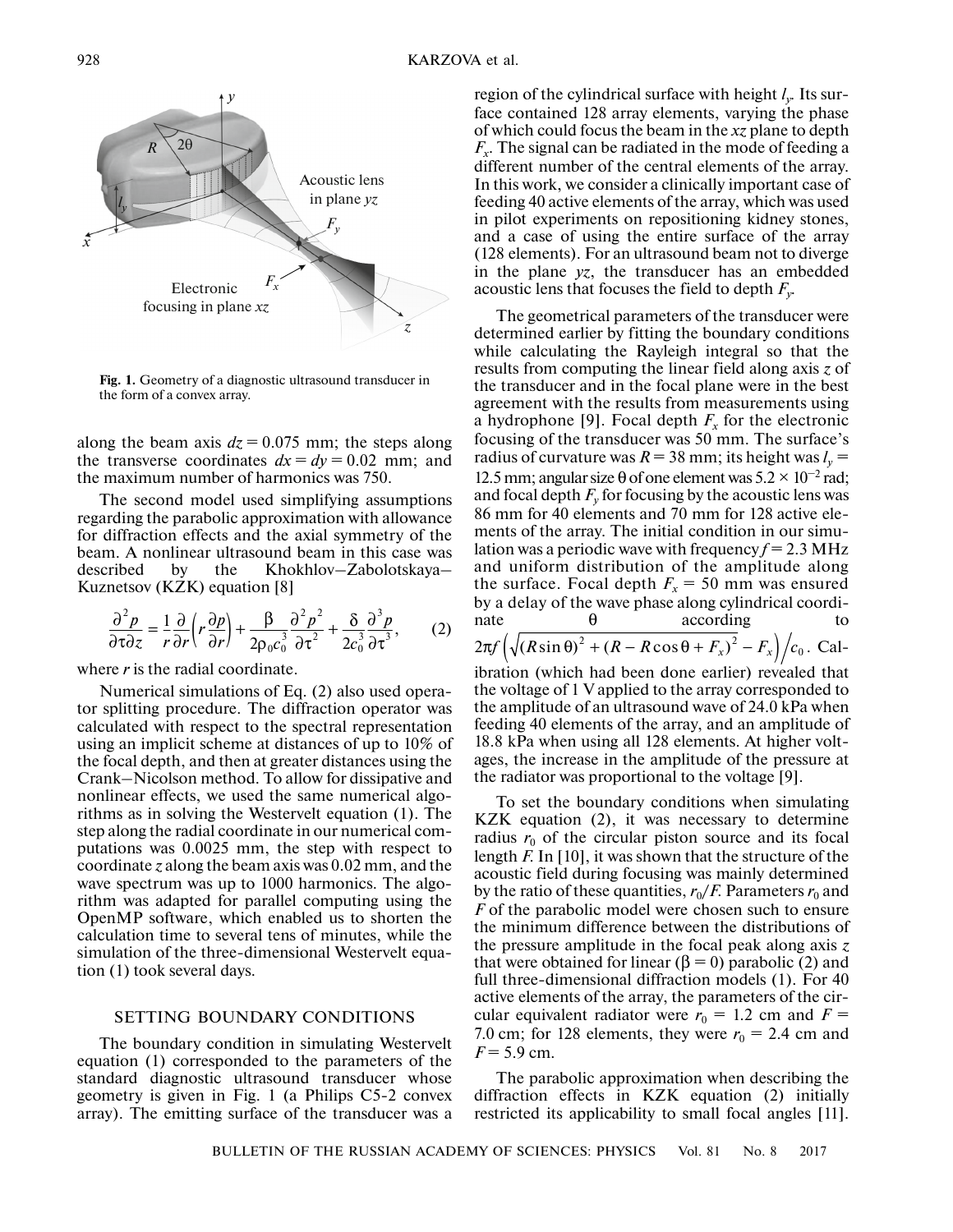Fig. 1. Geometry of a diagnostic ultrasound transducer in the form of a convex array.

along the beam axis $dz = 0.075$ mm; the steps along the transverse coordinates $dx = dy = 0.02$ mm; and the maximum number of harmonics was 750.

The second model used simplifying assumptions regarding the parabolic approximation with allowance for diffraction effects and the axial symmetry of the beam. A nonlinear ultrasound beam in this case was described by the Khokhlov–Zabolotskaya–Kuznetsov (KZK) equation [8]

$$\frac{\partial^2 p}{\partial \tau \partial z} = \frac{1}{r}\frac{\partial}{\partial r}\left(r\frac{\partial p}{\partial r}\right) + \frac{\beta}{2\rho_0 c_0^3}\frac{\partial^2 p^2}{\partial \tau^2} + \frac{\delta}{2c_0^3}\frac{\partial^3 p}{\partial \tau^3}, \quad (2)$$

where $r$ is the radial coordinate.

Numerical simulations of Eq. (2) also used operator splitting procedure. The diffraction operator was calculated with respect to the spectral representation using an implicit scheme at distances of up to 10% of the focal depth, and then at greater distances using the Crank–Nicolson method. To allow for dissipative and nonlinear effects, we used the same numerical algorithms as in solving the Westervelt equation (1). The step along the radial coordinate in our numerical computations was 0.0025 mm, the step with respect to coordinate $z$ along the beam axis was 0.02 mm, and the wave spectrum was up to 1000 harmonics. The algorithm was adapted for parallel computing using the OpenMP software, which enabled us to shorten the calculation time to several tens of minutes, while the simulation of the three-dimensional Westervelt equation (1) took several days.

## SETTING BOUNDARY CONDITIONS

The boundary condition in simulating Westervelt equation (1) corresponded to the parameters of the standard diagnostic ultrasound transducer whose geometry is given in Fig. 1 (a Philips C5-2 convex array). The emitting surface of the transducer was a region of the cylindrical surface with height $l_y$. Its surface contained 128 array elements, varying the phase of which could focus the beam in the $xz$ plane to depth $F_x$. The signal can be radiated in the mode of feeding a different number of the central elements of the array. In this work, we consider a clinically important case of feeding 40 active elements of the array, which was used in pilot experiments on repositioning kidney stones, and a case of using the entire surface of the array (128 elements). For an ultrasound beam not to diverge in the plane $yz$, the transducer has an embedded acoustic lens that focuses the field to depth $F_y$.

The geometrical parameters of the transducer were determined earlier by fitting the boundary conditions while calculating the Rayleigh integral so that the results from computing the linear field along axis $z$ of the transducer and in the focal plane were in the best agreement with the results from measurements using a hydrophone [9]. Focal depth $F_x$ for the electronic focusing of the transducer was 50 mm. The surface's radius of curvature was $R = 38$ mm; its height was $l_y = 12.5$ mm; angular size $\theta$ of one element was $5.2 \times 10^{-2}$ rad; and focal depth $F_y$ for focusing by the acoustic lens was 86 mm for 40 elements and 70 mm for 128 active elements of the array. The initial condition in our simulation was a periodic wave with frequency $f = 2.3$ MHz and uniform distribution of the amplitude along the surface. Focal depth $F_x = 50$ mm was ensured by a delay of the wave phase along cylindrical coordinate $\theta$ according to $2\pi f\left(\sqrt{(R\sin\theta)^2 + (R - R\cos\theta + F_x)^2} - F_x\right)/c_0$. Calibration (which had been done earlier) revealed that the voltage of 1 V applied to the array corresponded to the amplitude of an ultrasound wave of 24.0 kPa when feeding 40 elements of the array, and an amplitude of 18.8 kPa when using all 128 elements. At higher voltages, the increase in the amplitude of the pressure at the radiator was proportional to the voltage [9].

To set the boundary conditions when simulating KZK equation (2), it was necessary to determine radius $r_0$ of the circular piston source and its focal length $F$. In [10], it was shown that the structure of the acoustic field during focusing was mainly determined by the ratio of these quantities, $r_0/F$. Parameters $r_0$ and $F$ of the parabolic model were chosen such to ensure the minimum difference between the distributions of the pressure amplitude in the focal peak along axis $z$ that were obtained for linear ($\beta = 0$) parabolic (2) and full three-dimensional diffraction models (1). For 40 active elements of the array, the parameters of the circular equivalent radiator were $r_0 = 1.2$ cm and $F = 7.0$ cm; for 128 elements, they were $r_0 = 2.4$ cm and $F = 5.9$ cm.

The parabolic approximation when describing the diffraction effects in KZK equation (2) initially restricted its applicability to small focal angles [11].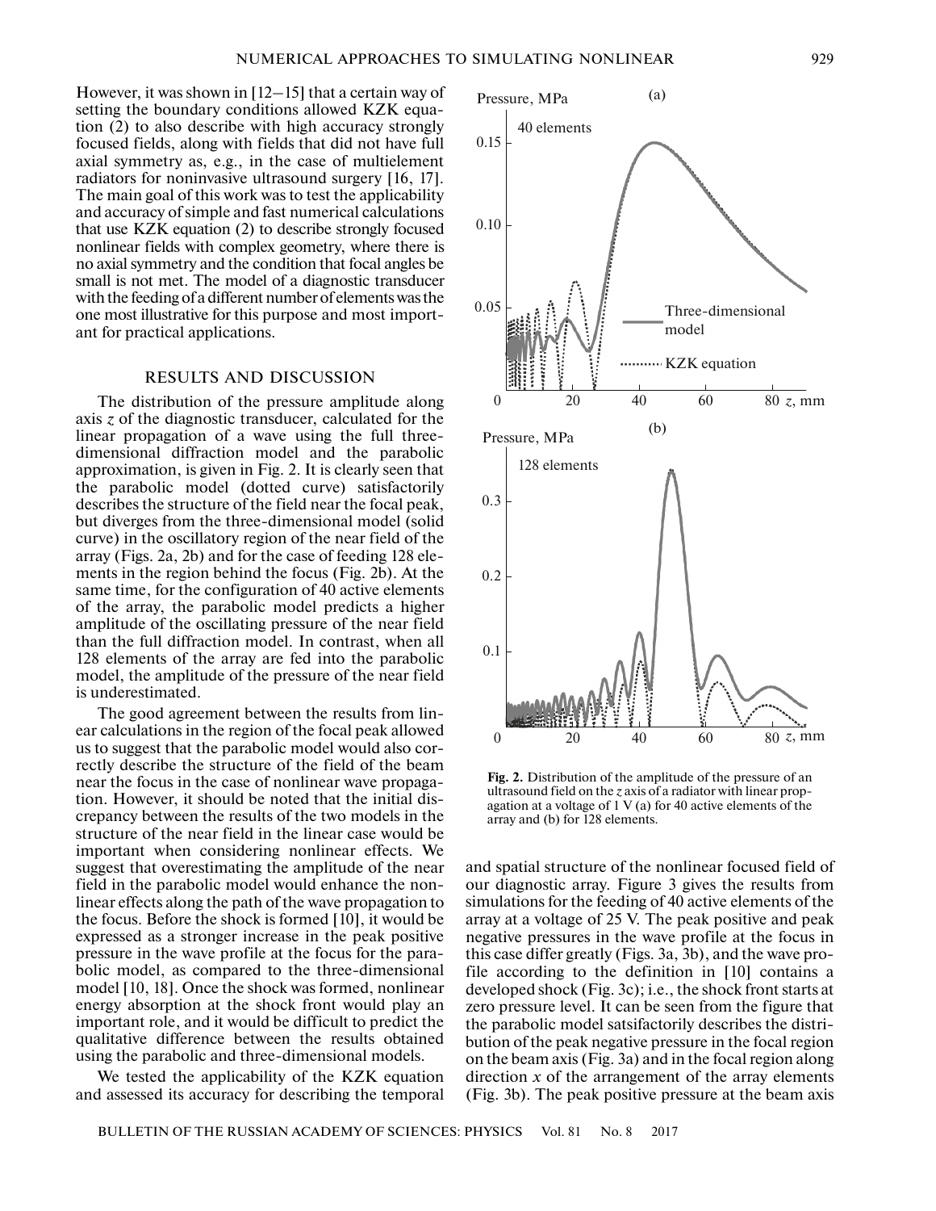However, it was shown in [12–15] that a certain way of setting the boundary conditions allowed KZK equation (2) to also describe with high accuracy strongly focused fields, along with fields that did not have full axial symmetry as, e.g., in the case of multielement radiators for noninvasive ultrasound surgery [16, 17]. The main goal of this work was to test the applicability and accuracy of simple and fast numerical calculations that use KZK equation (2) to describe strongly focused nonlinear fields with complex geometry, where there is no axial symmetry and the condition that focal angles be small is not met. The model of a diagnostic transducer with the feeding of a different number of elements was the one most illustrative for this purpose and most important for practical applications.

## RESULTS AND DISCUSSION

The distribution of the pressure amplitude along axis $z$ of the diagnostic transducer, calculated for the linear propagation of a wave using the full three-dimensional diffraction model and the parabolic approximation, is given in Fig. 2. It is clearly seen that the parabolic model (dotted curve) satisfactorily describes the structure of the field near the focal peak, but diverges from the three-dimensional model (solid curve) in the oscillatory region of the near field of the array (Figs. 2a, 2b) and for the case of feeding 128 elements in the region behind the focus (Fig. 2b). At the same time, for the configuration of 40 active elements of the array, the parabolic model predicts a higher amplitude of the oscillating pressure of the near field than the full diffraction model. In contrast, when all 128 elements of the array are fed into the parabolic model, the amplitude of the pressure of the near field is underestimated.

The good agreement between the results from linear calculations in the region of the focal peak allowed us to suggest that the parabolic model would also correctly describe the structure of the field of the beam near the focus in the case of nonlinear wave propagation. However, it should be noted that the initial discrepancy between the results of the two models in the structure of the near field in the linear case would be important when considering nonlinear effects. We suggest that overestimating the amplitude of the near field in the parabolic model would enhance the nonlinear effects along the path of the wave propagation to the focus. Before the shock is formed [10], it would be expressed as a stronger increase in the peak positive pressure in the wave profile at the focus for the parabolic model, as compared to the three-dimensional model [10, 18]. Once the shock was formed, nonlinear energy absorption at the shock front would play an important role, and it would be difficult to predict the qualitative difference between the results obtained using the parabolic and three-dimensional models.

We tested the applicability of the KZK equation and assessed its accuracy for describing the temporal and spatial structure of the nonlinear focused field of our diagnostic array. Figure 3 gives the results from simulations for the feeding of 40 active elements of the array at a voltage of 25 V. The peak positive and peak negative pressures in the wave profile at the focus in this case differ greatly (Figs. 3a, 3b), and the wave profile according to the definition in [10] contains a developed shock (Fig. 3c); i.e., the shock front starts at zero pressure level. It can be seen from the figure that the parabolic model satsifactorily describes the distribution of the peak negative pressure in the focal region on the beam axis (Fig. 3a) and in the focal region along direction $x$ of the arrangement of the array elements (Fig. 3b). The peak positive pressure at the beam axis

**Fig. 2.** Distribution of the amplitude of the pressure of an ultrasound field on the $z$ axis of a radiator with linear propagation at a voltage of 1 V (a) for 40 active elements of the array and (b) for 128 elements.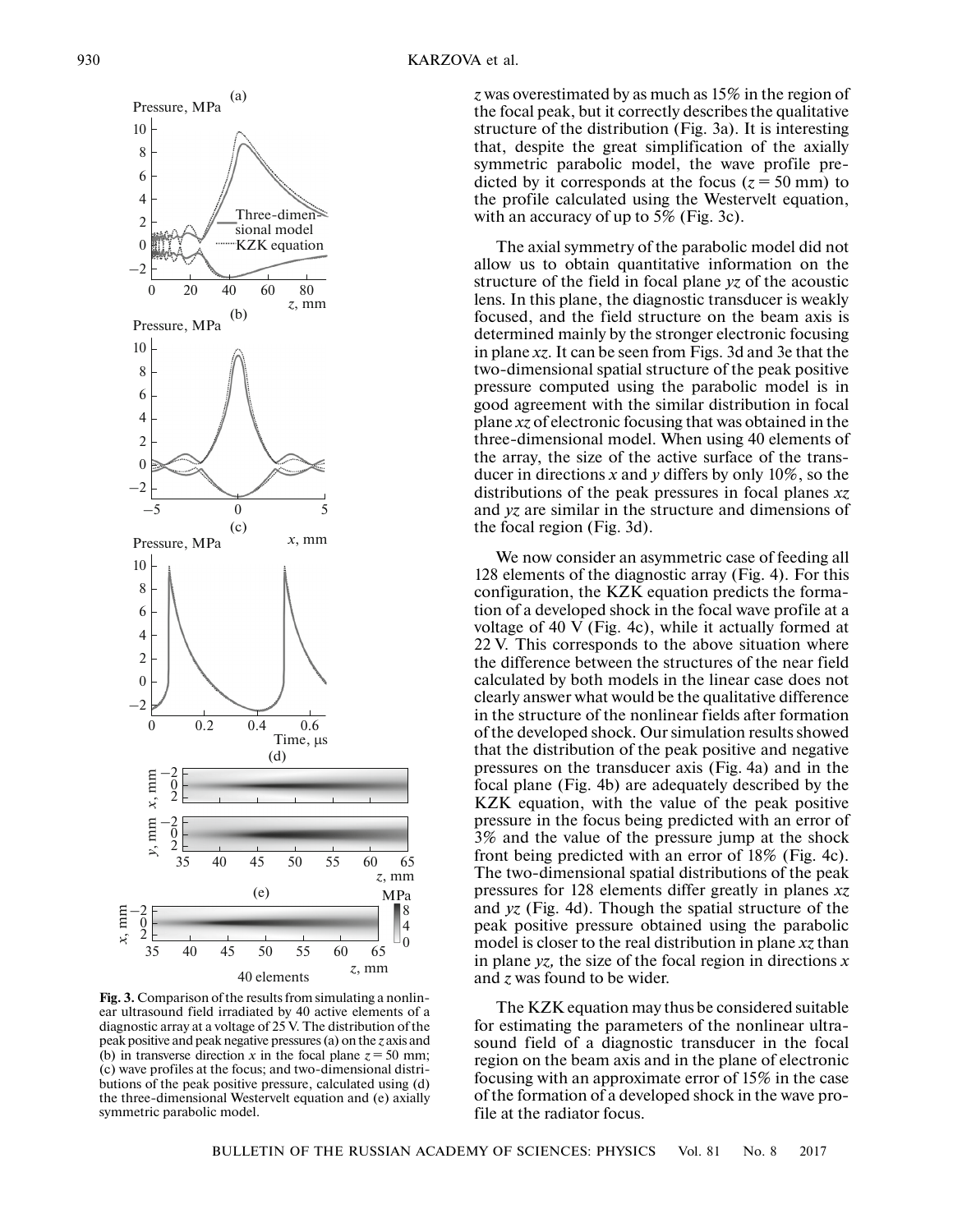*z* was overestimated by as much as 15% in the region of the focal peak, but it correctly describes the qualitative structure of the distribution (Fig. 3a). It is interesting that, despite the great simplification of the axially symmetric parabolic model, the wave profile predicted by it corresponds at the focus ($z = 50$ mm) to the profile calculated using the Westervelt equation, with an accuracy of up to 5% (Fig. 3c).

The axial symmetry of the parabolic model did not allow us to obtain quantitative information on the structure of the field in focal plane *yz* of the acoustic lens. In this plane, the diagnostic transducer is weakly focused, and the field structure on the beam axis is determined mainly by the stronger electronic focusing in plane *xz*. It can be seen from Figs. 3d and 3e that the two-dimensional spatial structure of the peak positive pressure computed using the parabolic model is in good agreement with the similar distribution in focal plane *xz* of electronic focusing that was obtained in the three-dimensional model. When using 40 elements of the array, the size of the active surface of the transducer in directions *x* and *y* differs by only 10%, so the distributions of the peak pressures in focal planes *xz* and *yz* are similar in the structure and dimensions of the focal region (Fig. 3d).

We now consider an asymmetric case of feeding all 128 elements of the diagnostic array (Fig. 4). For this configuration, the KZK equation predicts the formation of a developed shock in the focal wave profile at a voltage of 40 V (Fig. 4c), while it actually formed at 22 V. This corresponds to the above situation where the difference between the structures of the near field calculated by both models in the linear case does not clearly answer what would be the qualitative difference in the structure of the nonlinear fields after formation of the developed shock. Our simulation results showed that the distribution of the peak positive and negative pressures on the transducer axis (Fig. 4a) and in the focal plane (Fig. 4b) are adequately described by the KZK equation, with the value of the peak positive pressure in the focus being predicted with an error of 3% and the value of the pressure jump at the shock front being predicted with an error of 18% (Fig. 4c). The two-dimensional spatial distributions of the peak pressures for 128 elements differ greatly in planes *xz* and *yz* (Fig. 4d). Though the spatial structure of the peak positive pressure obtained using the parabolic model is closer to the real distribution in plane *xz* than in plane *yz*, the size of the focal region in directions *x* and *z* was found to be wider.

The KZK equation may thus be considered suitable for estimating the parameters of the nonlinear ultrasound field of a diagnostic transducer in the focal region on the beam axis and in the plane of electronic focusing with an approximate error of 15% in the case of the formation of a developed shock in the wave profile at the radiator focus.

**Fig. 3.** Comparison of the results from simulating a nonlinear ultrasound field irradiated by 40 active elements of a diagnostic array at a voltage of 25 V. The distribution of the peak positive and peak negative pressures (a) on the *z* axis and (b) in transverse direction *x* in the focal plane $z = 50$ mm; (c) wave profiles at the focus; and two-dimensional distributions of the peak positive pressure, calculated using (d) the three-dimensional Westervelt equation and (e) axially symmetric parabolic model.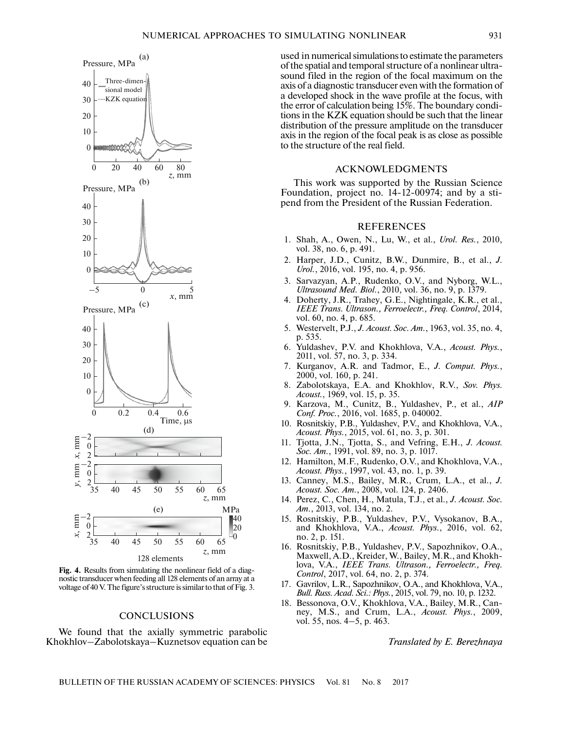(a)

Pressure, MPa

40

30

20

10

0

Three-dimensional model

KZK equation

0 20 40 60 80

$z$, mm

(b)

Pressure, MPa

40

30

20

10

0

−5 0 5

$x$, mm

(c)

Pressure, MPa

40

30

20

10

0

0 0.2 0.4 0.6

Time, μs

(d)

$x$, mm

−2

0

2

$y$, mm

−2

0

2

35 40 45 50 55 60 65

$z$, mm

(e)

MPa

40

20

0

$x$, mm

−2

0

2

35 40 45 50 55 60 65

$z$, mm

128 elements

**Fig. 4.** Results from simulating the nonlinear field of a diagnostic transducer when feeding all 128 elements of an array at a voltage of 40 V. The figure's structure is similar to that of Fig. 3.

## CONCLUSIONS

We found that the axially symmetric parabolic Khokhlov–Zabolotskaya–Kuznetsov equation can be used in numerical simulations to estimate the parameters of the spatial and temporal structure of a nonlinear ultrasound filed in the region of the focal maximum on the axis of a diagnostic transducer even with the formation of a developed shock in the wave profile at the focus, with the error of calculation being 15%. The boundary conditions in the KZK equation should be such that the linear distribution of the pressure amplitude on the transducer axis in the region of the focal peak is as close as possible to the structure of the real field.

## ACKNOWLEDGMENTS

This work was supported by the Russian Science Foundation, project no. 14-12-00974; and by a stipend from the President of the Russian Federation.

## REFERENCES

1. Shah, A., Owen, N., Lu, W., et al., *Urol. Res.*, 2010, vol. 38, no. 6, p. 491.
2. Harper, J.D., Cunitz, B.W., Dunmire, B., et al., *J. Urol.*, 2016, vol. 195, no. 4, p. 956.
3. Sarvazyan, A.P., Rudenko, O.V., and Nyborg, W.L., *Ultrasound Med. Biol.*, 2010, vol. 36, no. 9, p. 1379.
4. Doherty, J.R., Trahey, G.E., Nightingale, K.R., et al., *IEEE Trans. Ultrason., Ferroelectr., Freq. Control*, 2014, vol. 60, no. 4, p. 685.
5. Westervelt, P.J., *J. Acoust. Soc. Am.*, 1963, vol. 35, no. 4, p. 535.
6. Yuldashev, P.V. and Khokhlova, V.A., *Acoust. Phys.*, 2011, vol. 57, no. 3, p. 334.
7. Kurganov, A.R. and Tadmor, E., *J. Comput. Phys.*, 2000, vol. 160, p. 241.
8. Zabolotskaya, E.A. and Khokhlov, R.V., *Sov. Phys. Acoust.*, 1969, vol. 15, p. 35.
9. Karzova, M., Cunitz, B., Yuldashev, P., et al., *AIP Conf. Proc.*, 2016, vol. 1685, p. 040002.
10. Rosnitskiy, P.B., Yuldashev, P.V., and Khokhlova, V.A., *Acoust. Phys.*, 2015, vol. 61, no. 3, p. 301.
11. Tjotta, J.N., Tjotta, S., and Vefring, E.H., *J. Acoust. Soc. Am.*, 1991, vol. 89, no. 3, p. 1017.
12. Hamilton, M.F., Rudenko, O.V., and Khokhlova, V.A., *Acoust. Phys.*, 1997, vol. 43, no. 1, p. 39.
13. Canney, M.S., Bailey, M.R., Crum, L.A., et al., *J. Acoust. Soc. Am.*, 2008, vol. 124, p. 2406.
14. Perez, C., Chen, H., Matula, T.J., et al., *J. Acoust. Soc. Am.*, 2013, vol. 134, no. 2.
15. Rosnitskiy, P.B., Yuldashev, P.V., Vysokanov, B.A., and Khokhlova, V.A., *Acoust. Phys.*, 2016, vol. 62, no. 2, p. 151.
16. Rosnitskiy, P.B., Yuldashev, P.V., Sapozhnikov, O.A., Maxwell, A.D., Kreider, W., Bailey, M.R., and Khokhlova, V.A., *IEEE Trans. Ultrason., Ferroelectr., Freq. Control*, 2017, vol. 64, no. 2, p. 374.
17. Gavrilov, L.R., Sapozhnikov, O.A., and Khokhlova, V.A., *Bull. Russ. Acad. Sci.: Phys.*, 2015, vol. 79, no. 10, p. 1232.
18. Bessonova, O.V., Khokhlova, V.A., Bailey, M.R., Canney, M.S., and Crum, L.A., *Acoust. Phys.*, 2009, vol. 55, nos. 4–5, p. 463.

*Translated by E. Berezhnaya*